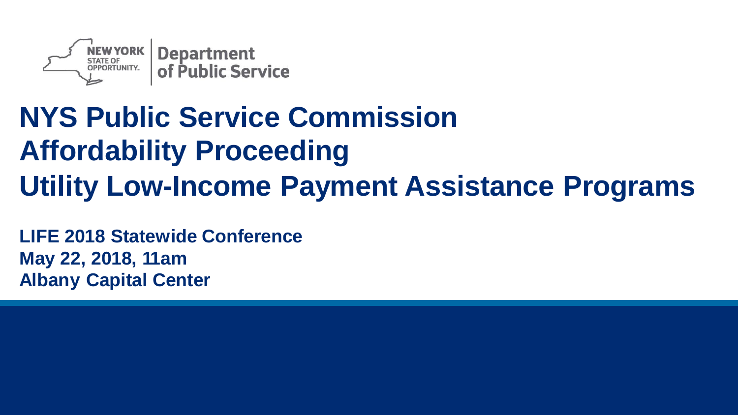NEW YORK STATE OF OPPORTUNITY. | Department of Public Service

# NYS Public Service Commission
# Affordability Proceeding
# Utility Low-Income Payment Assistance Programs

**LIFE 2018 Statewide Conference**
**May 22, 2018, 11am**
**Albany Capital Center**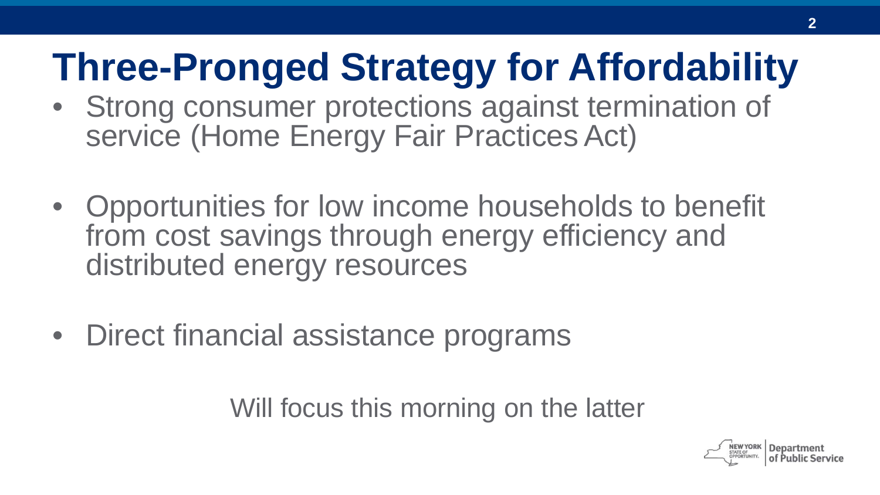# Three-Pronged Strategy for Affordability

- Strong consumer protections against termination of service (Home Energy Fair Practices Act)
- Opportunities for low income households to benefit from cost savings through energy efficiency and distributed energy resources
- Direct financial assistance programs

Will focus this morning on the latter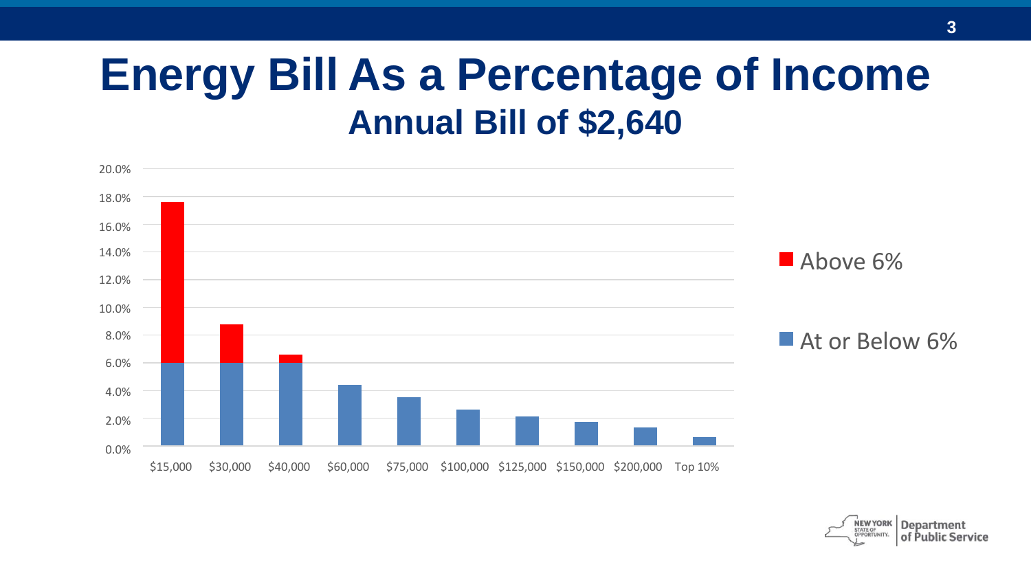# Energy Bill As a Percentage of Income

## Annual Bill of $2,640

| Income | At or Below 6% | Above 6% |
|---|---|---|
| $15,000 | 6.0% | 11.6% |
| $30,000 | 6.0% | 2.8% |
| $40,000 | 6.0% | 0.6% |
| $60,000 | 4.4% | |
| $75,000 | 3.5% | |
| $100,000 | 2.6% | |
| $125,000 | 2.1% | |
| $150,000 | 1.8% | |
| $200,000 | 1.3% | |
| Top 10% | 0.6% | |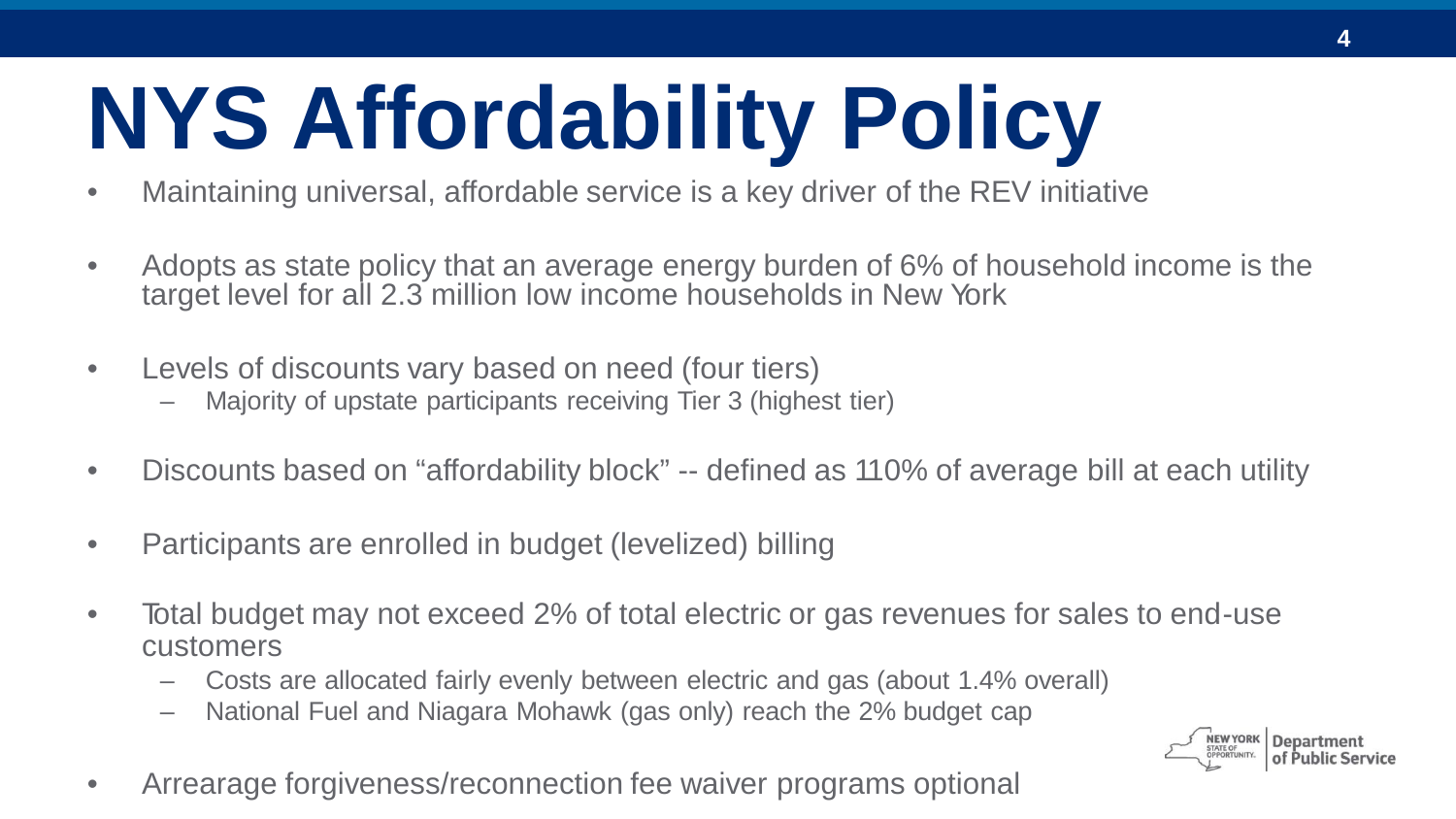# NYS Affordability Policy

- Maintaining universal, affordable service is a key driver of the REV initiative
- Adopts as state policy that an average energy burden of 6% of household income is the target level for all 2.3 million low income households in New York
- Levels of discounts vary based on need (four tiers)
  - Majority of upstate participants receiving Tier 3 (highest tier)
- Discounts based on "affordability block" -- defined as 110% of average bill at each utility
- Participants are enrolled in budget (levelized) billing
- Total budget may not exceed 2% of total electric or gas revenues for sales to end-use customers
  - Costs are allocated fairly evenly between electric and gas (about 1.4% overall)
  - National Fuel and Niagara Mohawk (gas only) reach the 2% budget cap
- Arrearage forgiveness/reconnection fee waiver programs optional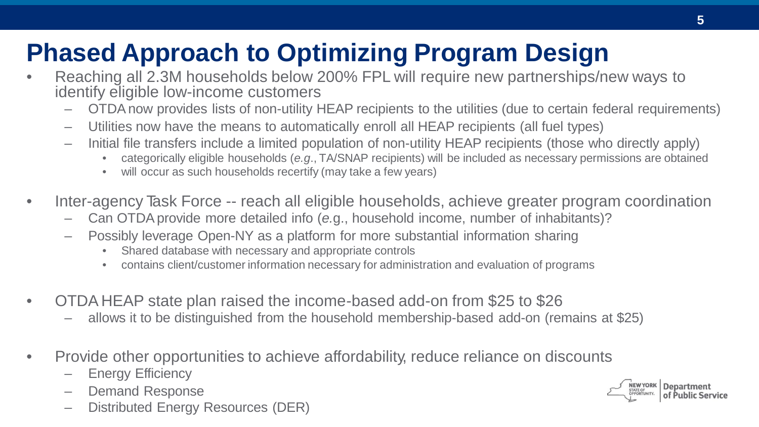# Phased Approach to Optimizing Program Design

- Reaching all 2.3M households below 200% FPL will require new partnerships/new ways to identify eligible low-income customers
  - OTDA now provides lists of non-utility HEAP recipients to the utilities (due to certain federal requirements)
  - Utilities now have the means to automatically enroll all HEAP recipients (all fuel types)
  - Initial file transfers include a limited population of non-utility HEAP recipients (those who directly apply)
    - categorically eligible households (*e.g*., TA/SNAP recipients) will be included as necessary permissions are obtained
    - will occur as such households recertify (may take a few years)
- Inter-agency Task Force -- reach all eligible households, achieve greater program coordination
  - Can OTDA provide more detailed info (*e.*g., household income, number of inhabitants)?
  - Possibly leverage Open-NY as a platform for more substantial information sharing
    - Shared database with necessary and appropriate controls
    - contains client/customer information necessary for administration and evaluation of programs
- OTDA HEAP state plan raised the income-based add-on from $25 to $26
  - allows it to be distinguished from the household membership-based add-on (remains at $25)
- Provide other opportunities to achieve affordability, reduce reliance on discounts
  - Energy Efficiency
  - Demand Response
  - Distributed Energy Resources (DER)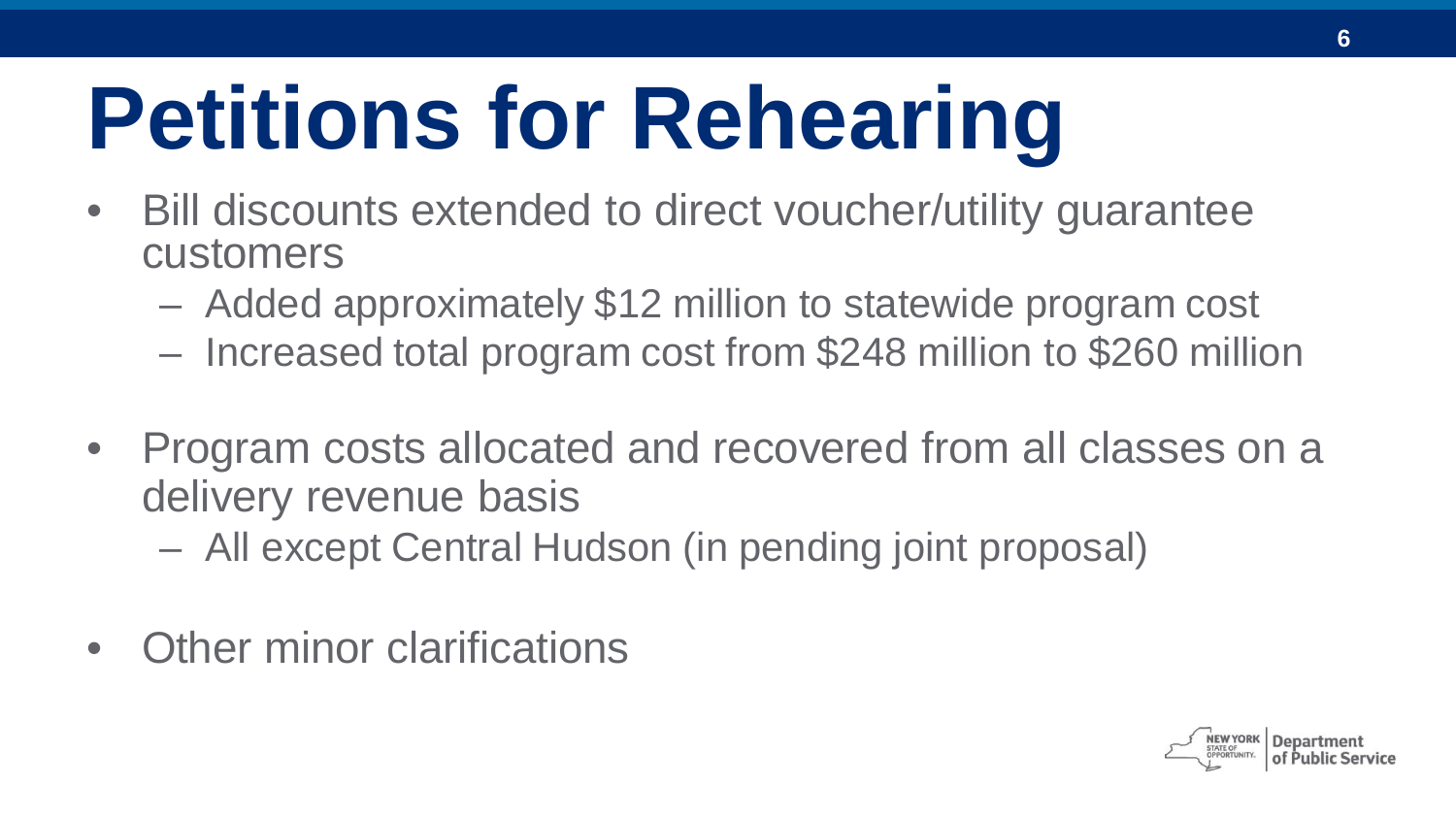# Petitions for Rehearing

- Bill discounts extended to direct voucher/utility guarantee customers
  - Added approximately $12 million to statewide program cost
  - Increased total program cost from $248 million to $260 million
- Program costs allocated and recovered from all classes on a delivery revenue basis
  - All except Central Hudson (in pending joint proposal)
- Other minor clarifications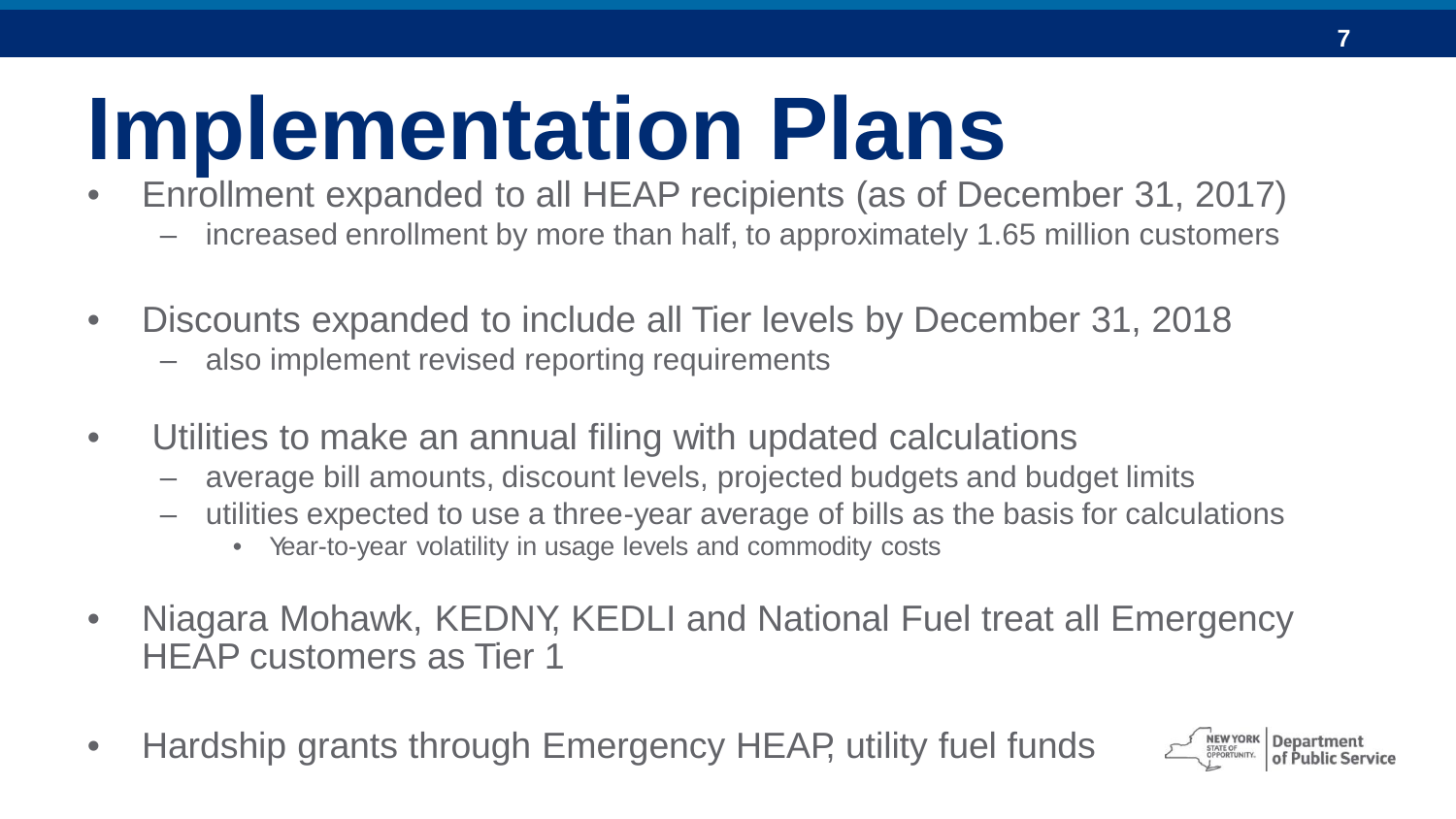# Implementation Plans

- Enrollment expanded to all HEAP recipients (as of December 31, 2017)
  - increased enrollment by more than half, to approximately 1.65 million customers
- Discounts expanded to include all Tier levels by December 31, 2018
  - also implement revised reporting requirements
- Utilities to make an annual filing with updated calculations
  - average bill amounts, discount levels, projected budgets and budget limits
  - utilities expected to use a three-year average of bills as the basis for calculations
    - Year-to-year volatility in usage levels and commodity costs
- Niagara Mohawk, KEDNY, KEDLI and National Fuel treat all Emergency HEAP customers as Tier 1
- Hardship grants through Emergency HEAP, utility fuel funds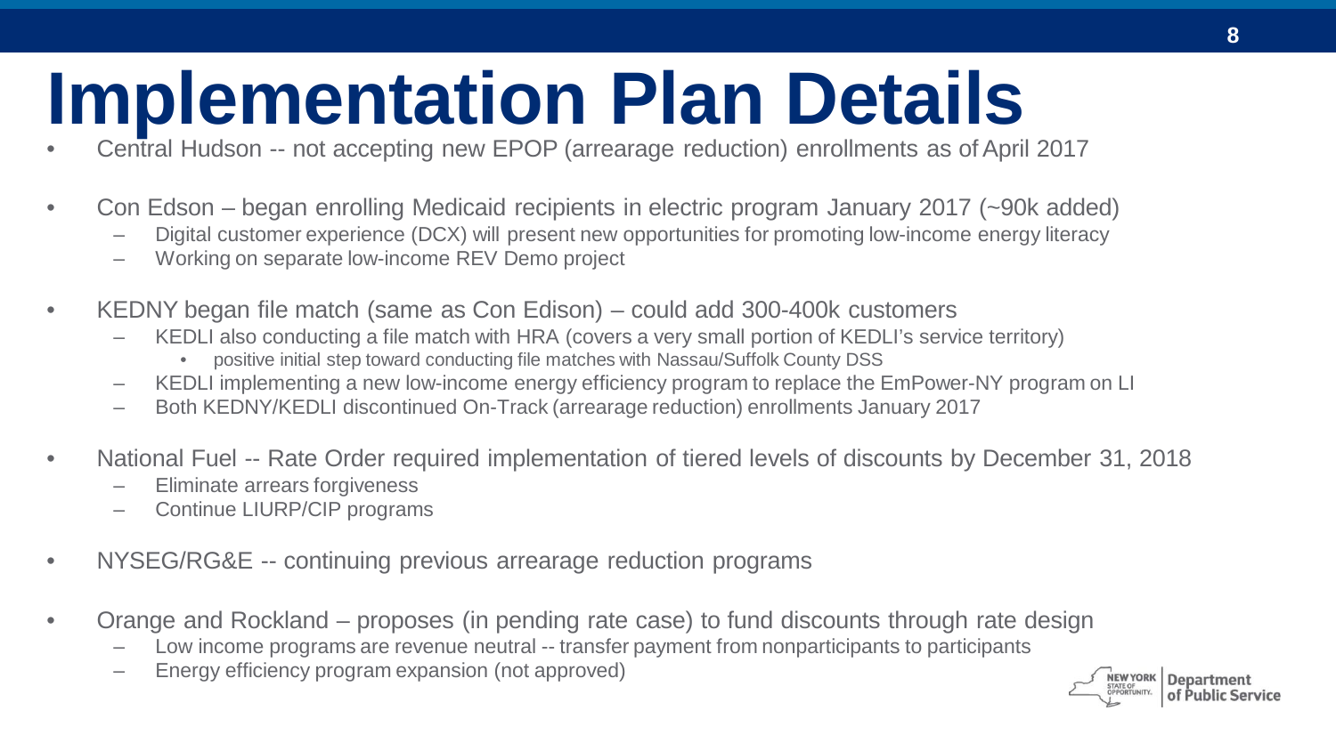# Implementation Plan Details

- Central Hudson -- not accepting new EPOP (arrearage reduction) enrollments as of April 2017
- Con Edson – began enrolling Medicaid recipients in electric program January 2017 (~90k added)
  - Digital customer experience (DCX) will present new opportunities for promoting low-income energy literacy
  - Working on separate low-income REV Demo project
- KEDNY began file match (same as Con Edison) – could add 300-400k customers
  - KEDLI also conducting a file match with HRA (covers a very small portion of KEDLI's service territory)
    - positive initial step toward conducting file matches with Nassau/Suffolk County DSS
  - KEDLI implementing a new low-income energy efficiency program to replace the EmPower-NY program on LI
  - Both KEDNY/KEDLI discontinued On-Track (arrearage reduction) enrollments January 2017
- National Fuel -- Rate Order required implementation of tiered levels of discounts by December 31, 2018
  - Eliminate arrears forgiveness
  - Continue LIURP/CIP programs
- NYSEG/RG&E -- continuing previous arrearage reduction programs
- Orange and Rockland – proposes (in pending rate case) to fund discounts through rate design
  - Low income programs are revenue neutral -- transfer payment from nonparticipants to participants
  - Energy efficiency program expansion (not approved)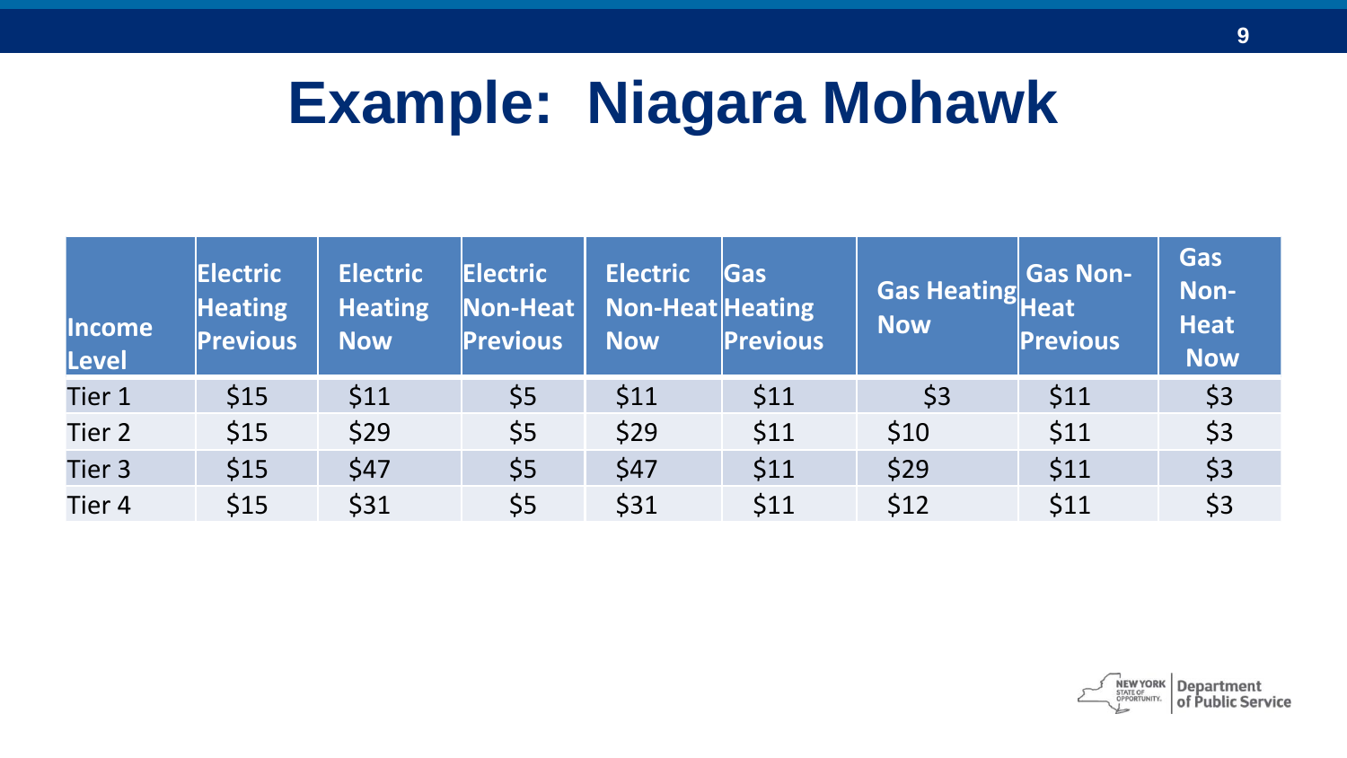# Example: Niagara Mohawk

| Income Level | Electric Heating Previous | Electric Heating Now | Electric Non-Heat Previous | Electric Non-Heat Now | Gas Heating Previous | Gas Heating Now | Gas Non-Heat Previous | Gas Non-Heat Now |
|---|---|---|---|---|---|---|---|---|
| Tier 1 | $15 | $11 | $5 | $11 | $11 | $3 | $11 | $3 |
| Tier 2 | $15 | $29 | $5 | $29 | $11 | $10 | $11 | $3 |
| Tier 3 | $15 | $47 | $5 | $47 | $11 | $29 | $11 | $3 |
| Tier 4 | $15 | $31 | $5 | $31 | $11 | $12 | $11 | $3 |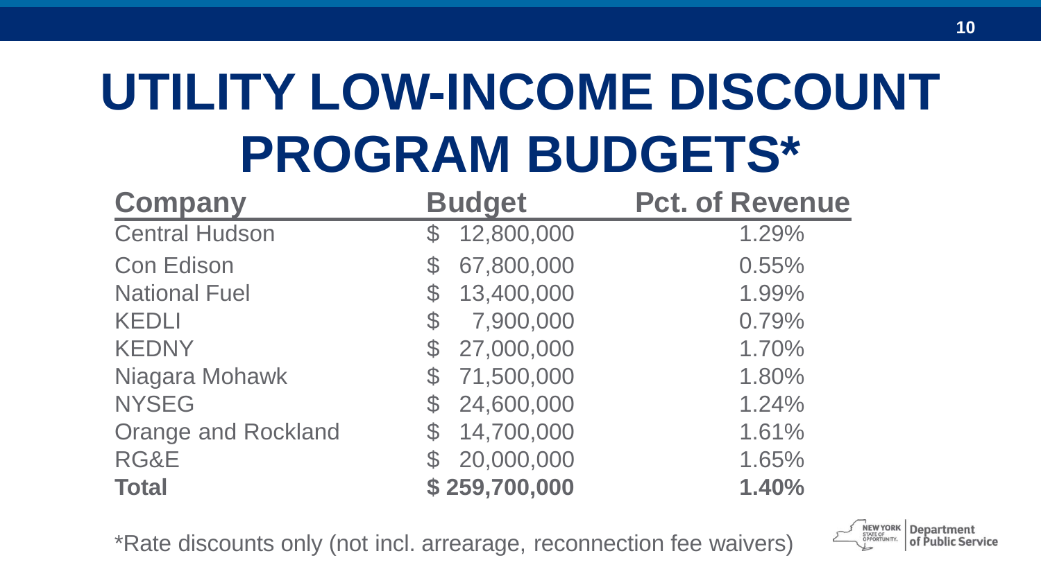# UTILITY LOW-INCOME DISCOUNT PROGRAM BUDGETS*

| Company | Budget | Pct. of Revenue |
|---|---|---|
| Central Hudson | $ 12,800,000 | 1.29% |
| Con Edison | $ 67,800,000 | 0.55% |
| National Fuel | $ 13,400,000 | 1.99% |
| KEDLI | $ 7,900,000 | 0.79% |
| KEDNY | $ 27,000,000 | 1.70% |
| Niagara Mohawk | $ 71,500,000 | 1.80% |
| NYSEG | $ 24,600,000 | 1.24% |
| Orange and Rockland | $ 14,700,000 | 1.61% |
| RG&E | $ 20,000,000 | 1.65% |
| **Total** | **$ 259,700,000** | **1.40%** |

*Rate discounts only (not incl. arrearage, reconnection fee waivers)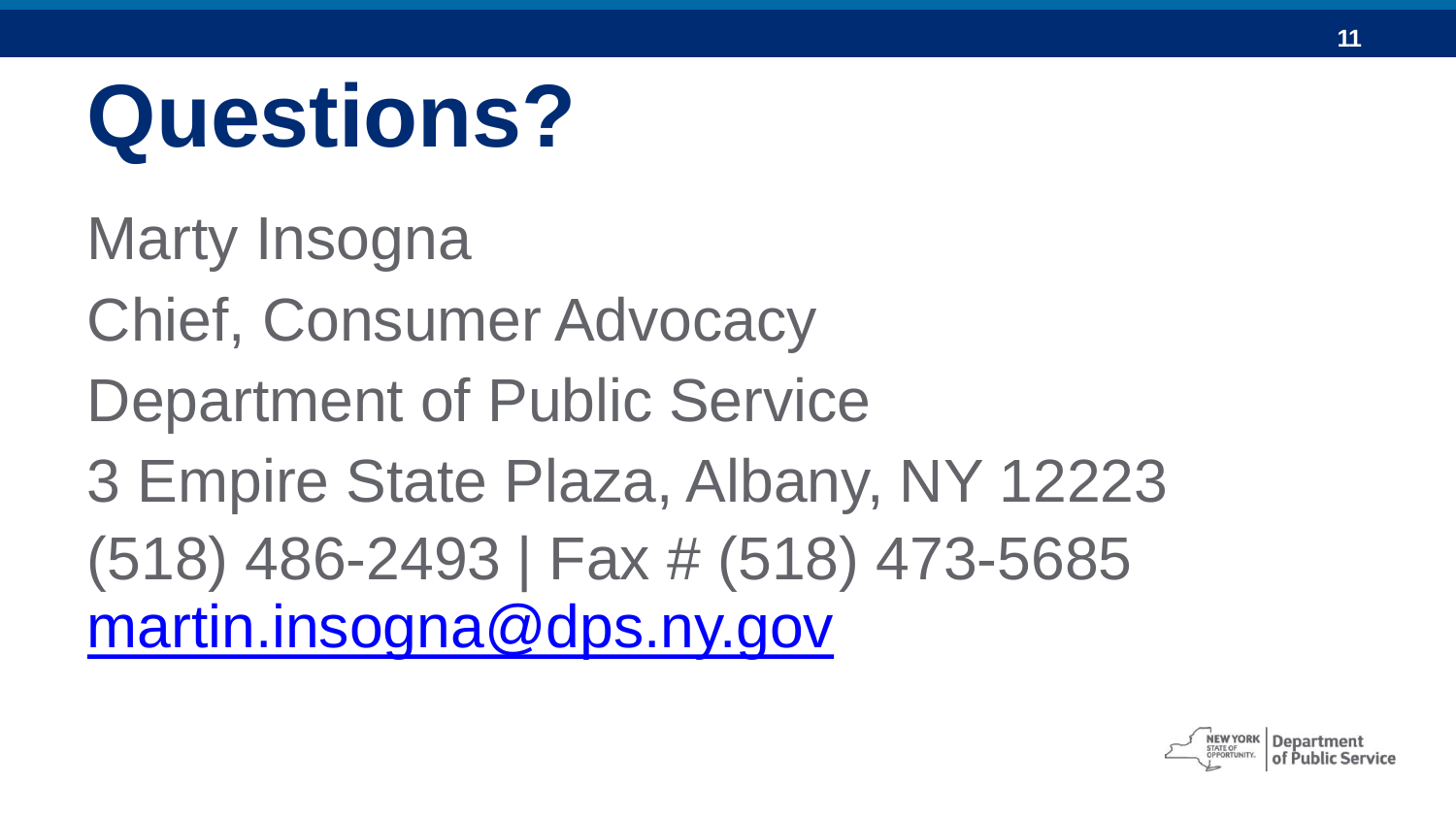# Questions?

Marty Insogna

Chief, Consumer Advocacy

Department of Public Service

3 Empire State Plaza, Albany, NY 12223

(518) 486-2493 | Fax # (518) 473-5685

martin.insogna@dps.ny.gov